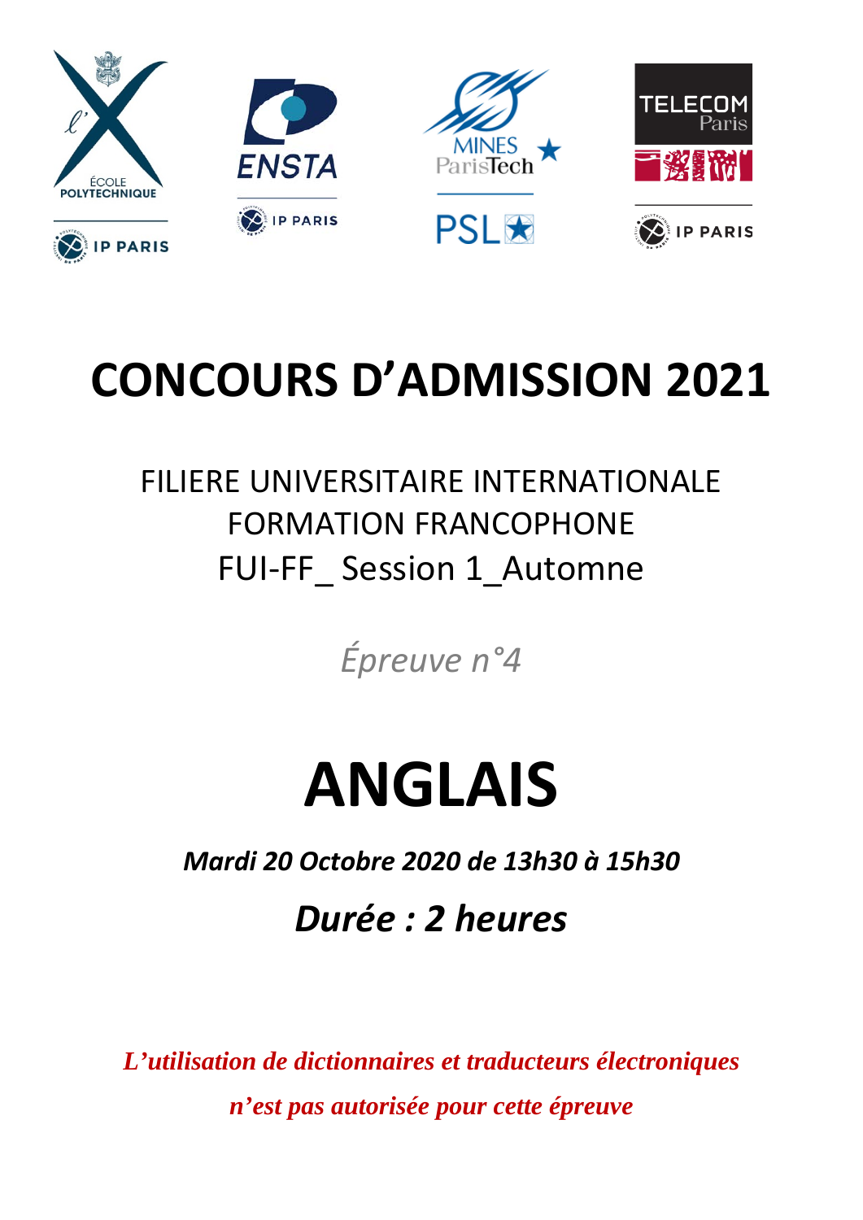# CONCOURS D'ADMISSION 2021

FILIERE UNIVERSITAIRE INTERNATIONALE
FORMATION FRANCOPHONE
FUI-FF_ Session 1_Automne

*Épreuve n°4*

# ANGLAIS

***Mardi 20 Octobre 2020 de 13h30 à 15h30***

***Durée : 2 heures***

***L'utilisation de dictionnaires et traducteurs électroniques n'est pas autorisée pour cette épreuve***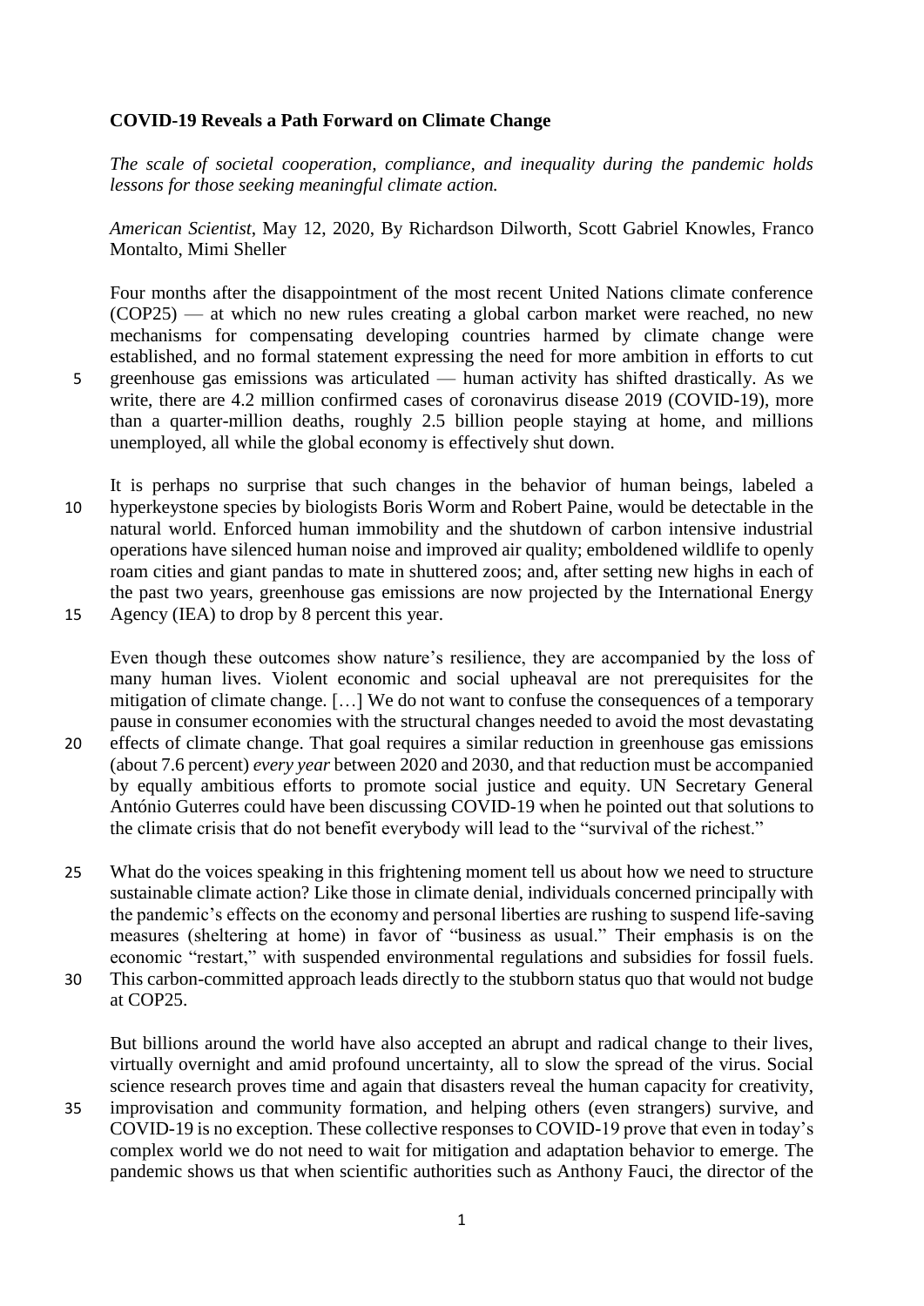**COVID-19 Reveals a Path Forward on Climate Change**

*The scale of societal cooperation, compliance, and inequality during the pandemic holds lessons for those seeking meaningful climate action.*

*American Scientist*, May 12, 2020, By Richardson Dilworth, Scott Gabriel Knowles, Franco Montalto, Mimi Sheller

Four months after the disappointment of the most recent United Nations climate conference (COP25) — at which no new rules creating a global carbon market were reached, no new mechanisms for compensating developing countries harmed by climate change were established, and no formal statement expressing the need for more ambition in efforts to cut greenhouse gas emissions was articulated — human activity has shifted drastically. As we write, there are 4.2 million confirmed cases of coronavirus disease 2019 (COVID-19), more than a quarter-million deaths, roughly 2.5 billion people staying at home, and millions unemployed, all while the global economy is effectively shut down.

It is perhaps no surprise that such changes in the behavior of human beings, labeled a hyperkeystone species by biologists Boris Worm and Robert Paine, would be detectable in the natural world. Enforced human immobility and the shutdown of carbon intensive industrial operations have silenced human noise and improved air quality; emboldened wildlife to openly roam cities and giant pandas to mate in shuttered zoos; and, after setting new highs in each of the past two years, greenhouse gas emissions are now projected by the International Energy Agency (IEA) to drop by 8 percent this year.

Even though these outcomes show nature's resilience, they are accompanied by the loss of many human lives. Violent economic and social upheaval are not prerequisites for the mitigation of climate change. […] We do not want to confuse the consequences of a temporary pause in consumer economies with the structural changes needed to avoid the most devastating effects of climate change. That goal requires a similar reduction in greenhouse gas emissions (about 7.6 percent) *every year* between 2020 and 2030, and that reduction must be accompanied by equally ambitious efforts to promote social justice and equity. UN Secretary General António Guterres could have been discussing COVID-19 when he pointed out that solutions to the climate crisis that do not benefit everybody will lead to the "survival of the richest."

What do the voices speaking in this frightening moment tell us about how we need to structure sustainable climate action? Like those in climate denial, individuals concerned principally with the pandemic's effects on the economy and personal liberties are rushing to suspend life-saving measures (sheltering at home) in favor of "business as usual." Their emphasis is on the economic "restart," with suspended environmental regulations and subsidies for fossil fuels. This carbon-committed approach leads directly to the stubborn status quo that would not budge at COP25.

But billions around the world have also accepted an abrupt and radical change to their lives, virtually overnight and amid profound uncertainty, all to slow the spread of the virus. Social science research proves time and again that disasters reveal the human capacity for creativity, improvisation and community formation, and helping others (even strangers) survive, and COVID-19 is no exception. These collective responses to COVID-19 prove that even in today's complex world we do not need to wait for mitigation and adaptation behavior to emerge. The pandemic shows us that when scientific authorities such as Anthony Fauci, the director of the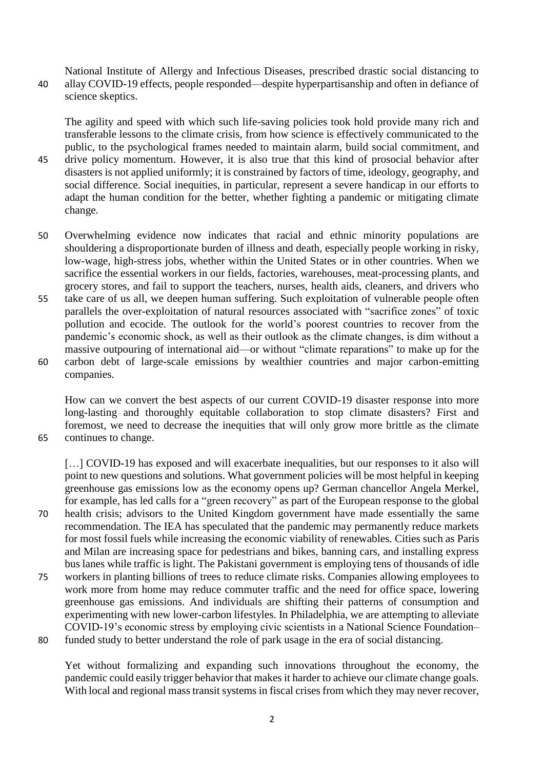National Institute of Allergy and Infectious Diseases, prescribed drastic social distancing to allay COVID-19 effects, people responded—despite hyperpartisanship and often in defiance of science skeptics.

The agility and speed with which such life-saving policies took hold provide many rich and transferable lessons to the climate crisis, from how science is effectively communicated to the public, to the psychological frames needed to maintain alarm, build social commitment, and drive policy momentum. However, it is also true that this kind of prosocial behavior after disasters is not applied uniformly; it is constrained by factors of time, ideology, geography, and social difference. Social inequities, in particular, represent a severe handicap in our efforts to adapt the human condition for the better, whether fighting a pandemic or mitigating climate change.

Overwhelming evidence now indicates that racial and ethnic minority populations are shouldering a disproportionate burden of illness and death, especially people working in risky, low-wage, high-stress jobs, whether within the United States or in other countries. When we sacrifice the essential workers in our fields, factories, warehouses, meat-processing plants, and grocery stores, and fail to support the teachers, nurses, health aids, cleaners, and drivers who take care of us all, we deepen human suffering. Such exploitation of vulnerable people often parallels the over-exploitation of natural resources associated with "sacrifice zones" of toxic pollution and ecocide. The outlook for the world's poorest countries to recover from the pandemic's economic shock, as well as their outlook as the climate changes, is dim without a massive outpouring of international aid—or without "climate reparations" to make up for the carbon debt of large-scale emissions by wealthier countries and major carbon-emitting companies.

How can we convert the best aspects of our current COVID-19 disaster response into more long-lasting and thoroughly equitable collaboration to stop climate disasters? First and foremost, we need to decrease the inequities that will only grow more brittle as the climate continues to change.

[…] COVID-19 has exposed and will exacerbate inequalities, but our responses to it also will point to new questions and solutions. What government policies will be most helpful in keeping greenhouse gas emissions low as the economy opens up? German chancellor Angela Merkel, for example, has led calls for a "green recovery" as part of the European response to the global health crisis; advisors to the United Kingdom government have made essentially the same recommendation. The IEA has speculated that the pandemic may permanently reduce markets for most fossil fuels while increasing the economic viability of renewables. Cities such as Paris and Milan are increasing space for pedestrians and bikes, banning cars, and installing express bus lanes while traffic is light. The Pakistani government is employing tens of thousands of idle workers in planting billions of trees to reduce climate risks. Companies allowing employees to work more from home may reduce commuter traffic and the need for office space, lowering greenhouse gas emissions. And individuals are shifting their patterns of consumption and experimenting with new lower-carbon lifestyles. In Philadelphia, we are attempting to alleviate COVID-19's economic stress by employing civic scientists in a National Science Foundation–funded study to better understand the role of park usage in the era of social distancing.

Yet without formalizing and expanding such innovations throughout the economy, the pandemic could easily trigger behavior that makes it harder to achieve our climate change goals. With local and regional mass transit systems in fiscal crises from which they may never recover,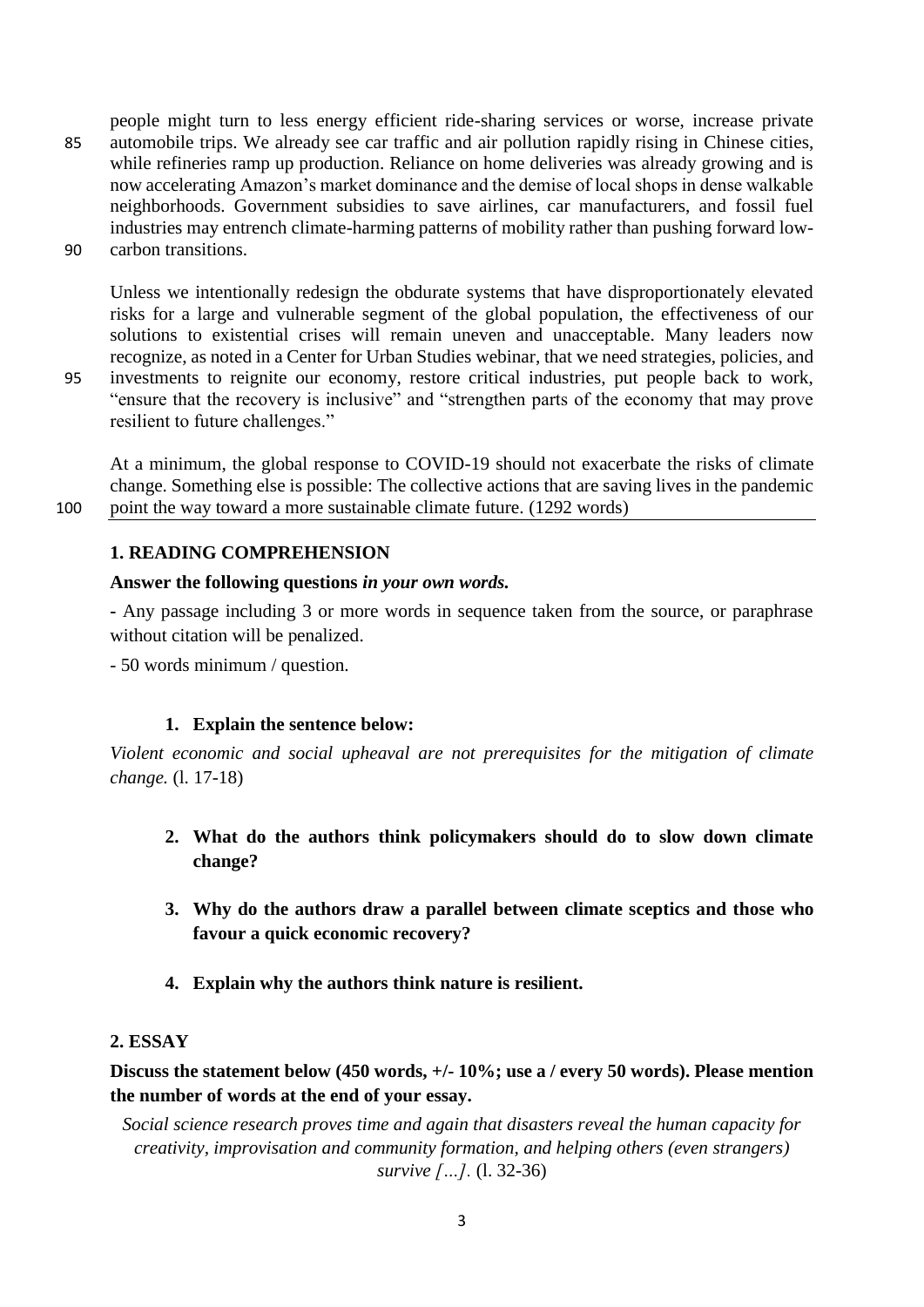people might turn to less energy efficient ride-sharing services or worse, increase private automobile trips. We already see car traffic and air pollution rapidly rising in Chinese cities, while refineries ramp up production. Reliance on home deliveries was already growing and is now accelerating Amazon's market dominance and the demise of local shops in dense walkable neighborhoods. Government subsidies to save airlines, car manufacturers, and fossil fuel industries may entrench climate-harming patterns of mobility rather than pushing forward low-carbon transitions.

Unless we intentionally redesign the obdurate systems that have disproportionately elevated risks for a large and vulnerable segment of the global population, the effectiveness of our solutions to existential crises will remain uneven and unacceptable. Many leaders now recognize, as noted in a Center for Urban Studies webinar, that we need strategies, policies, and investments to reignite our economy, restore critical industries, put people back to work, "ensure that the recovery is inclusive" and "strengthen parts of the economy that may prove resilient to future challenges."

At a minimum, the global response to COVID-19 should not exacerbate the risks of climate change. Something else is possible: The collective actions that are saving lives in the pandemic point the way toward a more sustainable climate future. (1292 words)

## 1. READING COMPREHENSION

**Answer the following questions *in your own words.***

- Any passage including 3 or more words in sequence taken from the source, or paraphrase without citation will be penalized.

- 50 words minimum / question.

1. **Explain the sentence below:**

*Violent economic and social upheaval are not prerequisites for the mitigation of climate change.* (l. 17-18)

2. **What do the authors think policymakers should do to slow down climate change?**

3. **Why do the authors draw a parallel between climate sceptics and those who favour a quick economic recovery?**

4. **Explain why the authors think nature is resilient.**

## 2. ESSAY

**Discuss the statement below (450 words, +/- 10%; use a / every 50 words). Please mention the number of words at the end of your essay.**

*Social science research proves time and again that disasters reveal the human capacity for creativity, improvisation and community formation, and helping others (even strangers) survive […].* (l. 32-36)